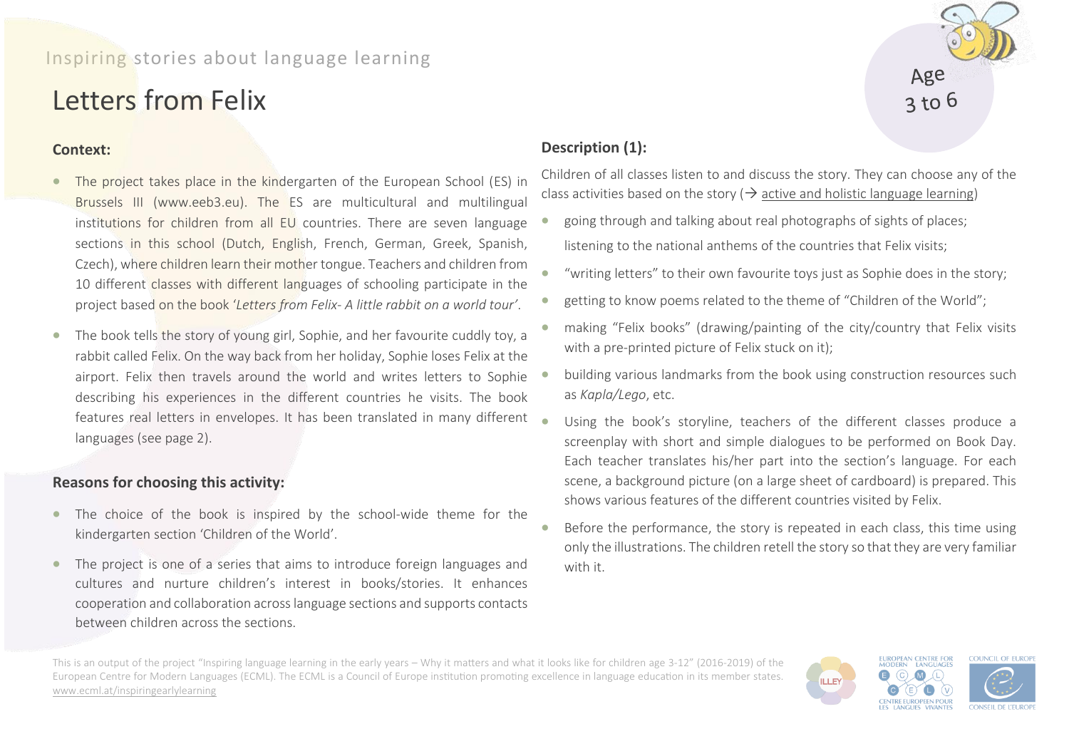Inspiring stories about language learning

# Letters from Felix

Age 3 to 6

## Context:

- The project takes place in the kindergarten of the European School (ES) in Brussels III (www.eeb3.eu). The ES are multicultural and multilingual institutions for children from all EU countries. There are seven language sections in this school (Dutch, English, French, German, Greek, Spanish, Czech), where children learn their mother tongue. Teachers and children from 10 different classes with different languages of schooling participate in the project based on the book '*Letters from Felix- A little rabbit on a world tour'*.
- The book tells the story of young girl, Sophie, and her favourite cuddly toy, a rabbit called Felix. On the way back from her holiday, Sophie loses Felix at the airport. Felix then travels around the world and writes letters to Sophie describing his experiences in the different countries he visits. The book features real letters in envelopes. It has been translated in many different languages (see page 2).

## Reasons for choosing this activity:

- The choice of the book is inspired by the school-wide theme for the kindergarten section 'Children of the World'.
- The project is one of a series that aims to introduce foreign languages and cultures and nurture children's interest in books/stories. It enhances cooperation and collaboration across language sections and supports contacts between children across the sections.

## Description (1):

Children of all classes listen to and discuss the story. They can choose any of the class activities based on the story (→ active and holistic language learning)

- going through and talking about real photographs of sights of places; listening to the national anthems of the countries that Felix visits;
- "writing letters" to their own favourite toys just as Sophie does in the story;
- getting to know poems related to the theme of "Children of the World";
- making "Felix books" (drawing/painting of the city/country that Felix visits with a pre-printed picture of Felix stuck on it);
- building various landmarks from the book using construction resources such as *Kapla/Lego*, etc.
- Using the book's storyline, teachers of the different classes produce a screenplay with short and simple dialogues to be performed on Book Day. Each teacher translates his/her part into the section's language. For each scene, a background picture (on a large sheet of cardboard) is prepared. This shows various features of the different countries visited by Felix.
- Before the performance, the story is repeated in each class, this time using only the illustrations. The children retell the story so that they are very familiar with it.

This is an output of the project "Inspiring language learning in the early years – Why it matters and what it looks like for children age 3-12" (2016-2019) of the European Centre for Modern Languages (ECML). The ECML is a Council of Europe institution promoting excellence in language education in its member states. www.ecml.at/inspiringearlylearning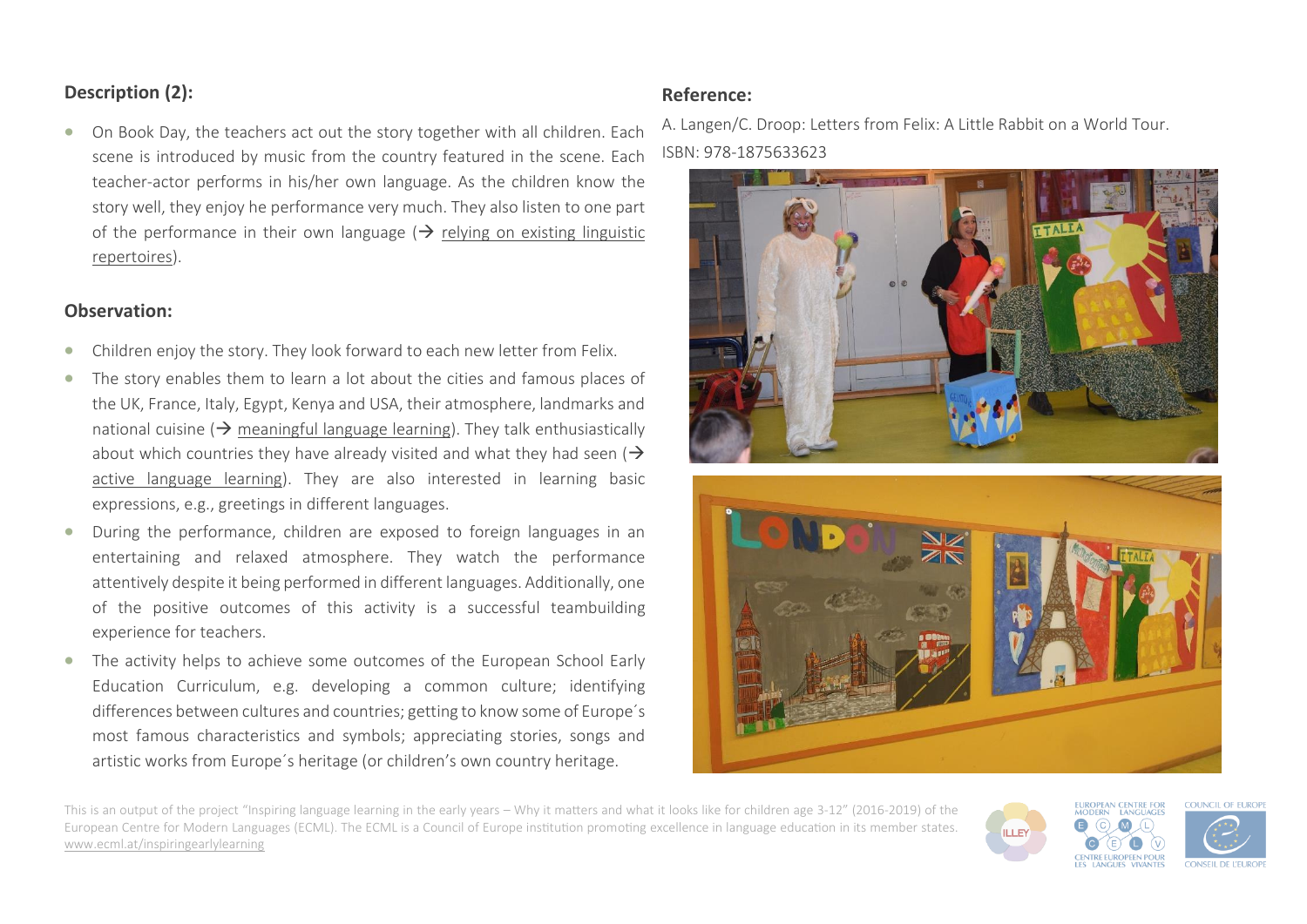### Description (2):

- On Book Day, the teachers act out the story together with all children. Each scene is introduced by music from the country featured in the scene. Each teacher-actor performs in his/her own language. As the children know the story well, they enjoy he performance very much. They also listen to one part of the performance in their own language (→ relying on existing linguistic repertoires).

### Observation:

- Children enjoy the story. They look forward to each new letter from Felix.
- The story enables them to learn a lot about the cities and famous places of the UK, France, Italy, Egypt, Kenya and USA, their atmosphere, landmarks and national cuisine (→ meaningful language learning). They talk enthusiastically about which countries they have already visited and what they had seen (→ active language learning). They are also interested in learning basic expressions, e.g., greetings in different languages.
- During the performance, children are exposed to foreign languages in an entertaining and relaxed atmosphere. They watch the performance attentively despite it being performed in different languages. Additionally, one of the positive outcomes of this activity is a successful teambuilding experience for teachers.
- The activity helps to achieve some outcomes of the European School Early Education Curriculum, e.g. developing a common culture; identifying differences between cultures and countries; getting to know some of Europe´s most famous characteristics and symbols; appreciating stories, songs and artistic works from Europe´s heritage (or children's own country heritage.

### Reference:

A. Langen/C. Droop: Letters from Felix: A Little Rabbit on a World Tour.
ISBN: 978-1875633623

This is an output of the project "Inspiring language learning in the early years – Why it matters and what it looks like for children age 3-12" (2016-2019) of the European Centre for Modern Languages (ECML). The ECML is a Council of Europe institution promoting excellence in language education in its member states. www.ecml.at/inspiringearlylearning